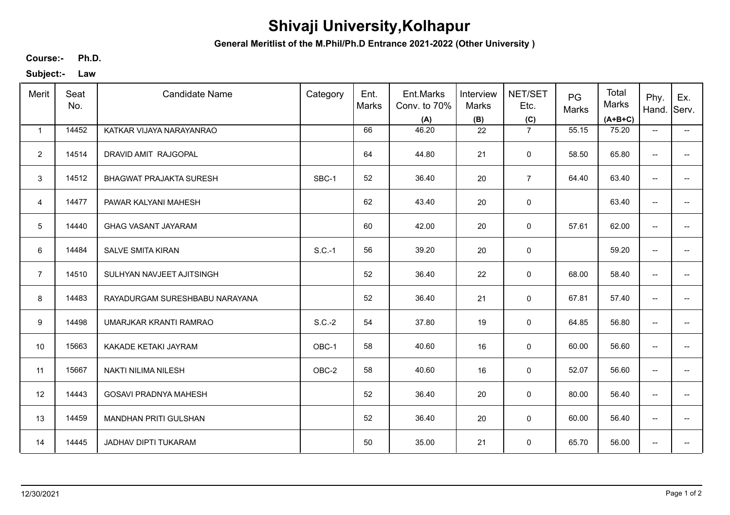# Shivaji University,Kolhapur

**General Meritlist of the M.Phil/Ph.D Entrance 2021-2022 (Other University )**

**Course:-** **Ph.D.**

**Subject:-** **Law**

| Merit | Seat No. | Candidate Name | Category | Ent. Marks | Ent.Marks Conv. to 70% (A) | Interview Marks (B) | NET/SET Etc. (C) | PG Marks | Total Marks (A+B+C) | Phy. Hand. | Ex. Serv. |
|---|---|---|---|---|---|---|---|---|---|---|---|
| 1 | 14452 | KATKAR VIJAYA NARAYANRAO | | 66 | 46.20 | 22 | 7 | 55.15 | 75.20 | -- | -- |
| 2 | 14514 | DRAVID AMIT RAJGOPAL | | 64 | 44.80 | 21 | 0 | 58.50 | 65.80 | -- | -- |
| 3 | 14512 | BHAGWAT PRAJAKTA SURESH | SBC-1 | 52 | 36.40 | 20 | 7 | 64.40 | 63.40 | -- | -- |
| 4 | 14477 | PAWAR KALYANI MAHESH | | 62 | 43.40 | 20 | 0 | | 63.40 | -- | -- |
| 5 | 14440 | GHAG VASANT JAYARAM | | 60 | 42.00 | 20 | 0 | 57.61 | 62.00 | -- | -- |
| 6 | 14484 | SALVE SMITA KIRAN | S.C.-1 | 56 | 39.20 | 20 | 0 | | 59.20 | -- | -- |
| 7 | 14510 | SULHYAN NAVJEET AJITSINGH | | 52 | 36.40 | 22 | 0 | 68.00 | 58.40 | -- | -- |
| 8 | 14483 | RAYADURGAM SURESHBABU NARAYANA | | 52 | 36.40 | 21 | 0 | 67.81 | 57.40 | -- | -- |
| 9 | 14498 | UMARJKAR KRANTI RAMRAO | S.C.-2 | 54 | 37.80 | 19 | 0 | 64.85 | 56.80 | -- | -- |
| 10 | 15663 | KAKADE KETAKI JAYRAM | OBC-1 | 58 | 40.60 | 16 | 0 | 60.00 | 56.60 | -- | -- |
| 11 | 15667 | NAKTI NILIMA NILESH | OBC-2 | 58 | 40.60 | 16 | 0 | 52.07 | 56.60 | -- | -- |
| 12 | 14443 | GOSAVI PRADNYA MAHESH | | 52 | 36.40 | 20 | 0 | 80.00 | 56.40 | -- | -- |
| 13 | 14459 | MANDHAN PRITI GULSHAN | | 52 | 36.40 | 20 | 0 | 60.00 | 56.40 | -- | -- |
| 14 | 14445 | JADHAV DIPTI TUKARAM | | 50 | 35.00 | 21 | 0 | 65.70 | 56.00 | -- | -- |

12/30/2021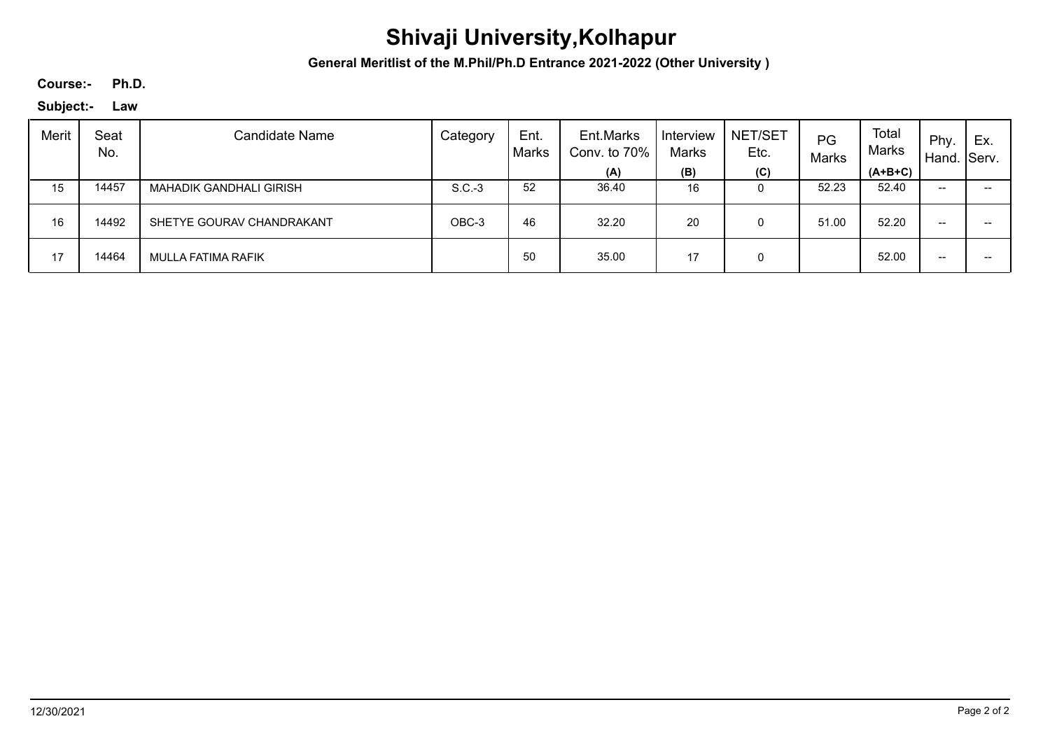# Shivaji University,Kolhapur

**General Meritlist of the M.Phil/Ph.D Entrance 2021-2022 (Other University )**

**Course:-** **Ph.D.**

**Subject:-** **Law**

| Merit | Seat No. | Candidate Name | Category | Ent. Marks | Ent.Marks Conv. to 70% **(A)** | Interview Marks **(B)** | NET/SET Etc. **(C)** | PG Marks | Total Marks **(A+B+C)** | Phy. Hand. | Ex. Serv. |
|---|---|---|---|---|---|---|---|---|---|---|---|
| 15 | 14457 | MAHADIK GANDHALI GIRISH | S.C.-3 | 52 | 36.40 | 16 | 0 | 52.23 | 52.40 | -- | -- |
| 16 | 14492 | SHETYE GOURAV CHANDRAKANT | OBC-3 | 46 | 32.20 | 20 | 0 | 51.00 | 52.20 | -- | -- |
| 17 | 14464 | MULLA FATIMA RAFIK | | 50 | 35.00 | 17 | 0 | | 52.00 | -- | -- |

12/30/2021